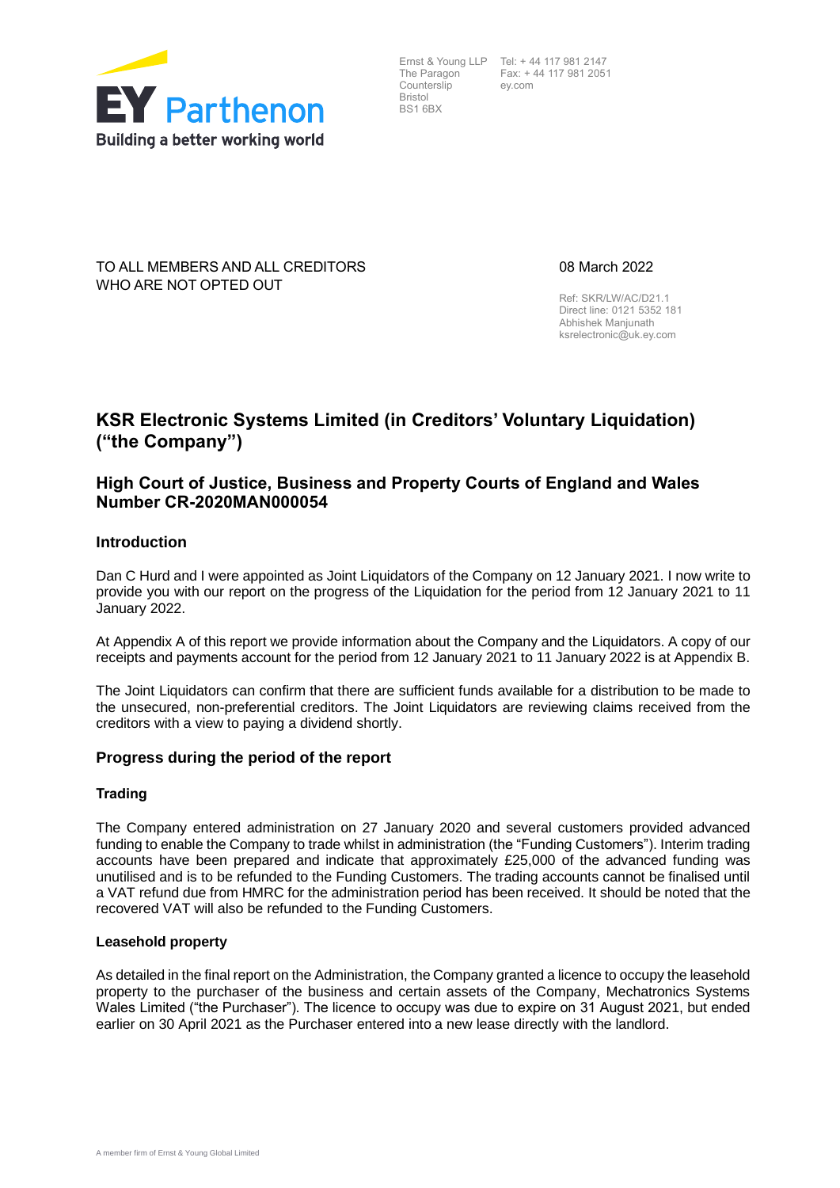**EY Parthenon**
Building a better working world

Ernst & Young LLP
The Paragon
Counterslip
Bristol
BS1 6BX

Tel: + 44 117 981 2147
Fax: + 44 117 981 2051
ey.com

TO ALL MEMBERS AND ALL CREDITORS
WHO ARE NOT OPTED OUT

08 March 2022

Ref: SKR/LW/AC/D21.1
Direct line: 0121 5352 181
Abhishek Manjunath
ksrelectronic@uk.ey.com

# KSR Electronic Systems Limited (in Creditors' Voluntary Liquidation) ("the Company")

# High Court of Justice, Business and Property Courts of England and Wales Number CR-2020MAN000054

## Introduction

Dan C Hurd and I were appointed as Joint Liquidators of the Company on 12 January 2021. I now write to provide you with our report on the progress of the Liquidation for the period from 12 January 2021 to 11 January 2022.

At Appendix A of this report we provide information about the Company and the Liquidators. A copy of our receipts and payments account for the period from 12 January 2021 to 11 January 2022 is at Appendix B.

The Joint Liquidators can confirm that there are sufficient funds available for a distribution to be made to the unsecured, non-preferential creditors. The Joint Liquidators are reviewing claims received from the creditors with a view to paying a dividend shortly.

## Progress during the period of the report

### Trading

The Company entered administration on 27 January 2020 and several customers provided advanced funding to enable the Company to trade whilst in administration (the "Funding Customers"). Interim trading accounts have been prepared and indicate that approximately £25,000 of the advanced funding was unutilised and is to be refunded to the Funding Customers. The trading accounts cannot be finalised until a VAT refund due from HMRC for the administration period has been received. It should be noted that the recovered VAT will also be refunded to the Funding Customers.

### Leasehold property

As detailed in the final report on the Administration, the Company granted a licence to occupy the leasehold property to the purchaser of the business and certain assets of the Company, Mechatronics Systems Wales Limited ("the Purchaser"). The licence to occupy was due to expire on 31 August 2021, but ended earlier on 30 April 2021 as the Purchaser entered into a new lease directly with the landlord.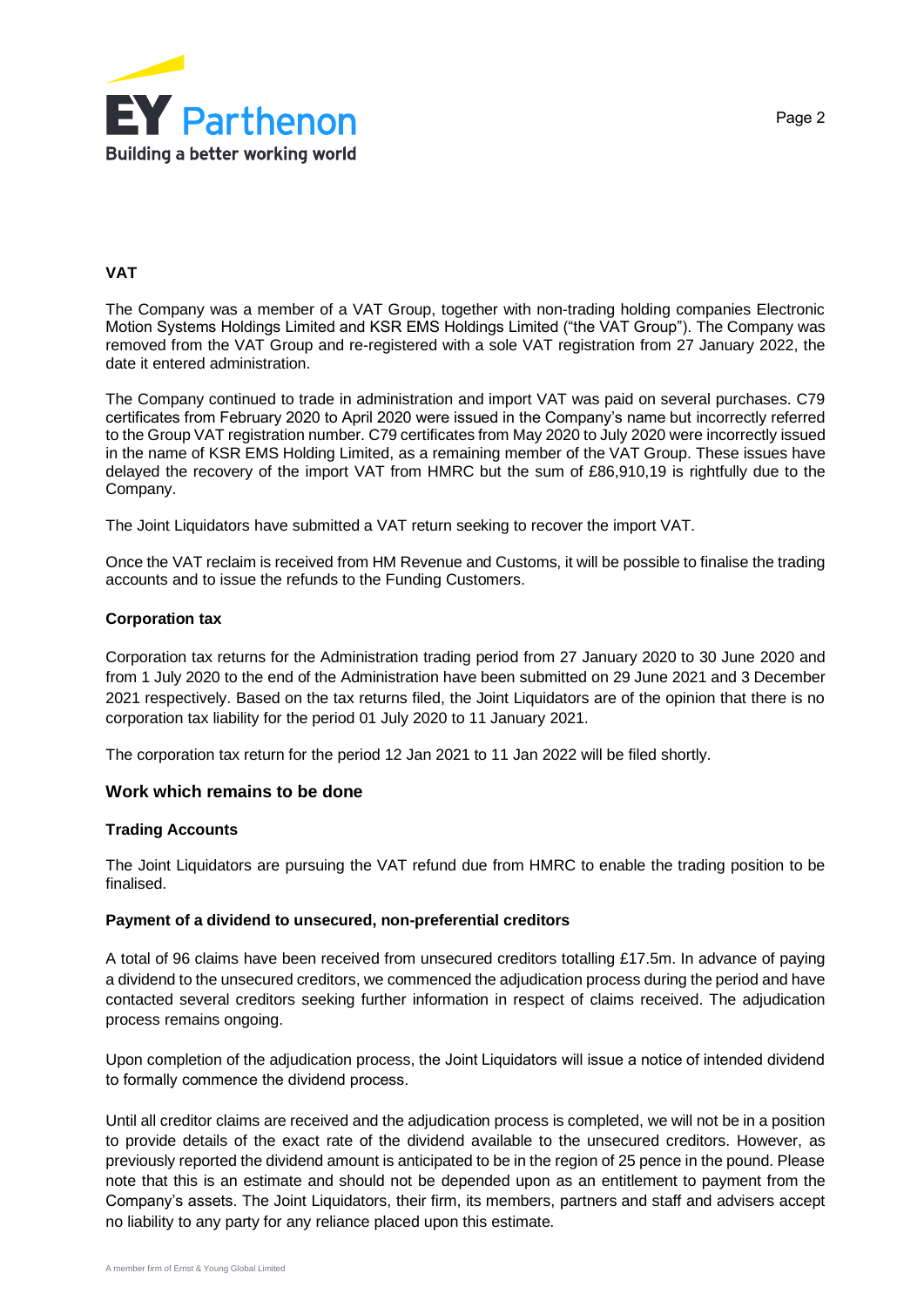**VAT**

The Company was a member of a VAT Group, together with non-trading holding companies Electronic Motion Systems Holdings Limited and KSR EMS Holdings Limited ("the VAT Group"). The Company was removed from the VAT Group and re-registered with a sole VAT registration from 27 January 2022, the date it entered administration.

The Company continued to trade in administration and import VAT was paid on several purchases. C79 certificates from February 2020 to April 2020 were issued in the Company's name but incorrectly referred to the Group VAT registration number. C79 certificates from May 2020 to July 2020 were incorrectly issued in the name of KSR EMS Holding Limited, as a remaining member of the VAT Group. These issues have delayed the recovery of the import VAT from HMRC but the sum of £86,910,19 is rightfully due to the Company.

The Joint Liquidators have submitted a VAT return seeking to recover the import VAT.

Once the VAT reclaim is received from HM Revenue and Customs, it will be possible to finalise the trading accounts and to issue the refunds to the Funding Customers.

**Corporation tax**

Corporation tax returns for the Administration trading period from 27 January 2020 to 30 June 2020 and from 1 July 2020 to the end of the Administration have been submitted on 29 June 2021 and 3 December 2021 respectively. Based on the tax returns filed, the Joint Liquidators are of the opinion that there is no corporation tax liability for the period 01 July 2020 to 11 January 2021.

The corporation tax return for the period 12 Jan 2021 to 11 Jan 2022 will be filed shortly.

## Work which remains to be done

**Trading Accounts**

The Joint Liquidators are pursuing the VAT refund due from HMRC to enable the trading position to be finalised.

**Payment of a dividend to unsecured, non-preferential creditors**

A total of 96 claims have been received from unsecured creditors totalling £17.5m. In advance of paying a dividend to the unsecured creditors, we commenced the adjudication process during the period and have contacted several creditors seeking further information in respect of claims received. The adjudication process remains ongoing.

Upon completion of the adjudication process, the Joint Liquidators will issue a notice of intended dividend to formally commence the dividend process.

Until all creditor claims are received and the adjudication process is completed, we will not be in a position to provide details of the exact rate of the dividend available to the unsecured creditors. However, as previously reported the dividend amount is anticipated to be in the region of 25 pence in the pound. Please note that this is an estimate and should not be depended upon as an entitlement to payment from the Company's assets. The Joint Liquidators, their firm, its members, partners and staff and advisers accept no liability to any party for any reliance placed upon this estimate.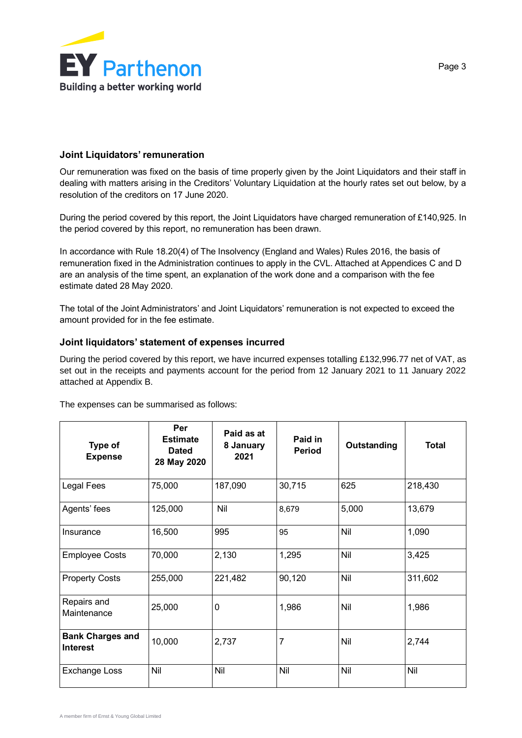## Joint Liquidators' remuneration

Our remuneration was fixed on the basis of time properly given by the Joint Liquidators and their staff in dealing with matters arising in the Creditors' Voluntary Liquidation at the hourly rates set out below, by a resolution of the creditors on 17 June 2020.

During the period covered by this report, the Joint Liquidators have charged remuneration of £140,925. In the period covered by this report, no remuneration has been drawn.

In accordance with Rule 18.20(4) of The Insolvency (England and Wales) Rules 2016, the basis of remuneration fixed in the Administration continues to apply in the CVL. Attached at Appendices C and D are an analysis of the time spent, an explanation of the work done and a comparison with the fee estimate dated 28 May 2020.

The total of the Joint Administrators' and Joint Liquidators' remuneration is not expected to exceed the amount provided for in the fee estimate.

## Joint liquidators' statement of expenses incurred

During the period covered by this report, we have incurred expenses totalling £132,996.77 net of VAT, as set out in the receipts and payments account for the period from 12 January 2021 to 11 January 2022 attached at Appendix B.

The expenses can be summarised as follows:

| Type of Expense | Per Estimate Dated 28 May 2020 | Paid as at 8 January 2021 | Paid in Period | Outstanding | Total |
|---|---|---|---|---|---|
| Legal Fees | 75,000 | 187,090 | 30,715 | 625 | 218,430 |
| Agents' fees | 125,000 | Nil | 8,679 | 5,000 | 13,679 |
| Insurance | 16,500 | 995 | 95 | Nil | 1,090 |
| Employee Costs | 70,000 | 2,130 | 1,295 | Nil | 3,425 |
| Property Costs | 255,000 | 221,482 | 90,120 | Nil | 311,602 |
| Repairs and Maintenance | 25,000 | 0 | 1,986 | Nil | 1,986 |
| **Bank Charges and Interest** | 10,000 | 2,737 | 7 | Nil | 2,744 |
| Exchange Loss | Nil | Nil | Nil | Nil | Nil |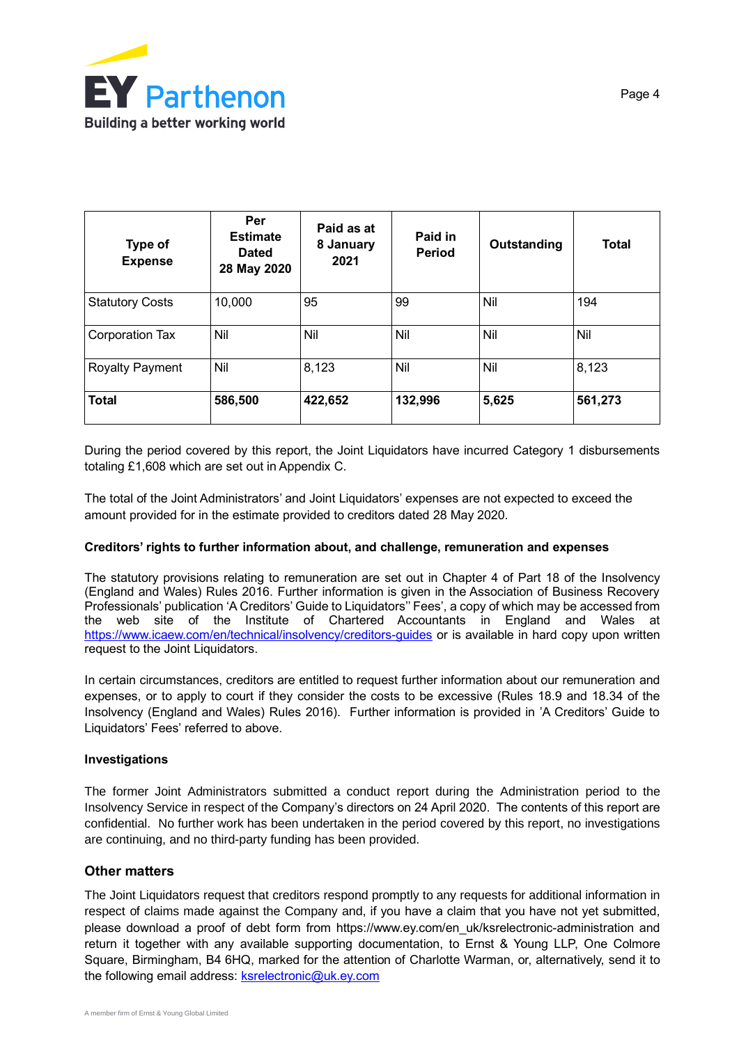| Type of Expense | Per Estimate Dated 28 May 2020 | Paid as at 8 January 2021 | Paid in Period | Outstanding | Total |
|---|---|---|---|---|---|
| Statutory Costs | 10,000 | 95 | 99 | Nil | 194 |
| Corporation Tax | Nil | Nil | Nil | Nil | Nil |
| Royalty Payment | Nil | 8,123 | Nil | Nil | 8,123 |
| **Total** | **586,500** | **422,652** | **132,996** | **5,625** | **561,273** |

During the period covered by this report, the Joint Liquidators have incurred Category 1 disbursements totaling £1,608 which are set out in Appendix C.

The total of the Joint Administrators' and Joint Liquidators' expenses are not expected to exceed the amount provided for in the estimate provided to creditors dated 28 May 2020.

**Creditors' rights to further information about, and challenge, remuneration and expenses**

The statutory provisions relating to remuneration are set out in Chapter 4 of Part 18 of the Insolvency (England and Wales) Rules 2016. Further information is given in the Association of Business Recovery Professionals' publication 'A Creditors' Guide to Liquidators'' Fees', a copy of which may be accessed from the web site of the Institute of Chartered Accountants in England and Wales at https://www.icaew.com/en/technical/insolvency/creditors-guides or is available in hard copy upon written request to the Joint Liquidators.

In certain circumstances, creditors are entitled to request further information about our remuneration and expenses, or to apply to court if they consider the costs to be excessive (Rules 18.9 and 18.34 of the Insolvency (England and Wales) Rules 2016). Further information is provided in 'A Creditors' Guide to Liquidators' Fees' referred to above.

**Investigations**

The former Joint Administrators submitted a conduct report during the Administration period to the Insolvency Service in respect of the Company's directors on 24 April 2020. The contents of this report are confidential. No further work has been undertaken in the period covered by this report, no investigations are continuing, and no third-party funding has been provided.

## Other matters

The Joint Liquidators request that creditors respond promptly to any requests for additional information in respect of claims made against the Company and, if you have a claim that you have not yet submitted, please download a proof of debt form from https://www.ey.com/en_uk/ksrelectronic-administration and return it together with any available supporting documentation, to Ernst & Young LLP, One Colmore Square, Birmingham, B4 6HQ, marked for the attention of Charlotte Warman, or, alternatively, send it to the following email address: ksrelectronic@uk.ey.com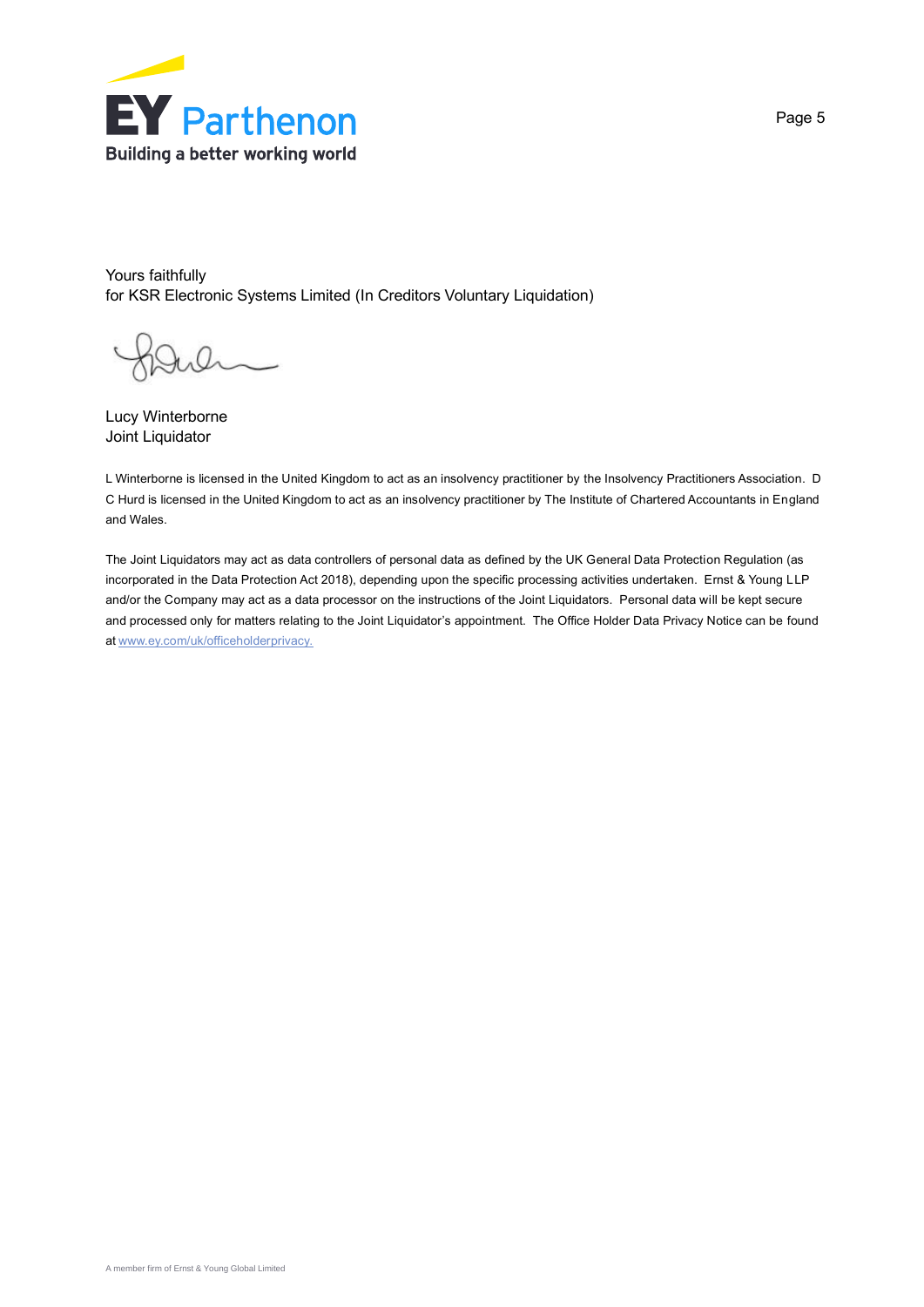Yours faithfully
for KSR Electronic Systems Limited (In Creditors Voluntary Liquidation)

Lucy Winterborne
Joint Liquidator

L Winterborne is licensed in the United Kingdom to act as an insolvency practitioner by the Insolvency Practitioners Association. D C Hurd is licensed in the United Kingdom to act as an insolvency practitioner by The Institute of Chartered Accountants in England and Wales.

The Joint Liquidators may act as data controllers of personal data as defined by the UK General Data Protection Regulation (as incorporated in the Data Protection Act 2018), depending upon the specific processing activities undertaken. Ernst & Young LLP and/or the Company may act as a data processor on the instructions of the Joint Liquidators. Personal data will be kept secure and processed only for matters relating to the Joint Liquidator's appointment. The Office Holder Data Privacy Notice can be found at www.ey.com/uk/officeholderprivacy.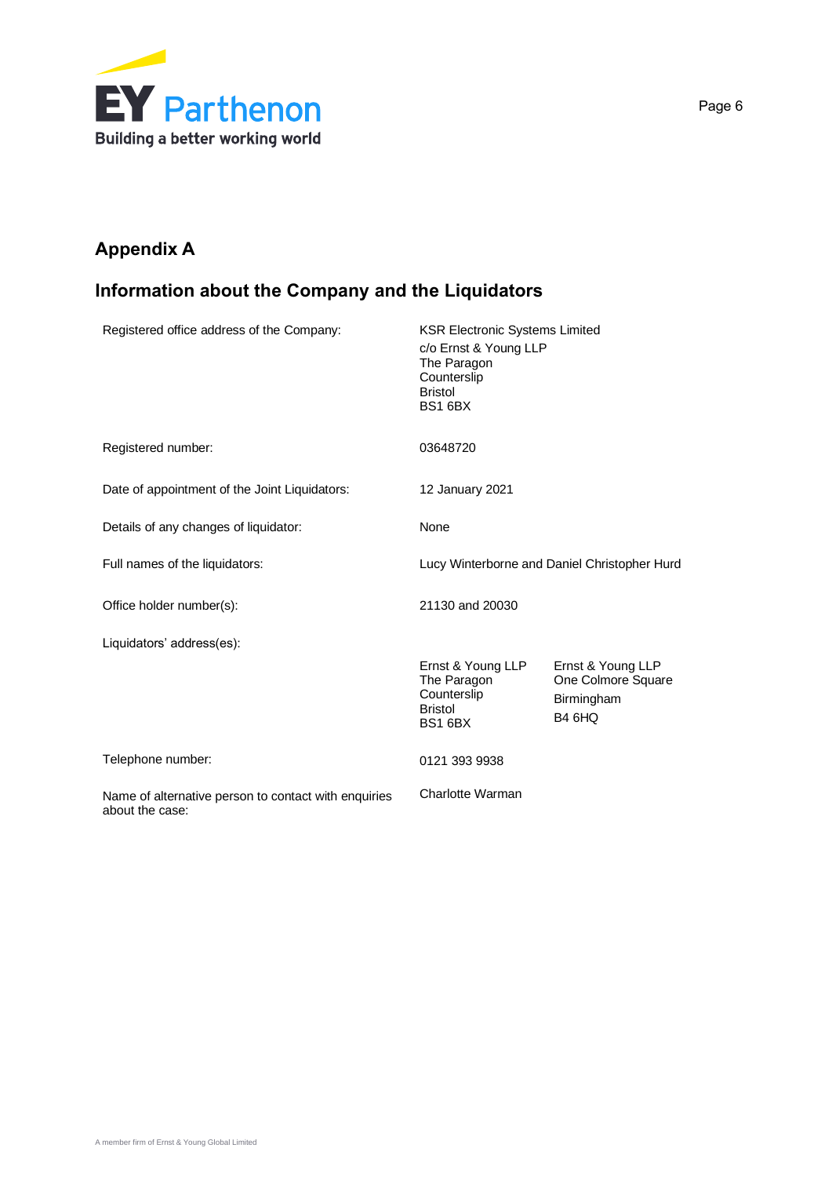## Appendix A

## Information about the Company and the Liquidators

| | |
|---|---|
| Registered office address of the Company: | KSR Electronic Systems Limited<br>c/o Ernst & Young LLP<br>The Paragon<br>Counterslip<br>Bristol<br>BS1 6BX |
| Registered number: | 03648720 |
| Date of appointment of the Joint Liquidators: | 12 January 2021 |
| Details of any changes of liquidator: | None |
| Full names of the liquidators: | Lucy Winterborne and Daniel Christopher Hurd |
| Office holder number(s): | 21130 and 20030 |
| Liquidators' address(es): | Ernst & Young LLP<br>The Paragon<br>Counterslip<br>Bristol<br>BS1 6BX<br><br>Ernst & Young LLP<br>One Colmore Square<br>Birmingham<br>B4 6HQ |
| Telephone number: | 0121 393 9938 |
| Name of alternative person to contact with enquiries about the case: | Charlotte Warman |

A member firm of Ernst & Young Global Limited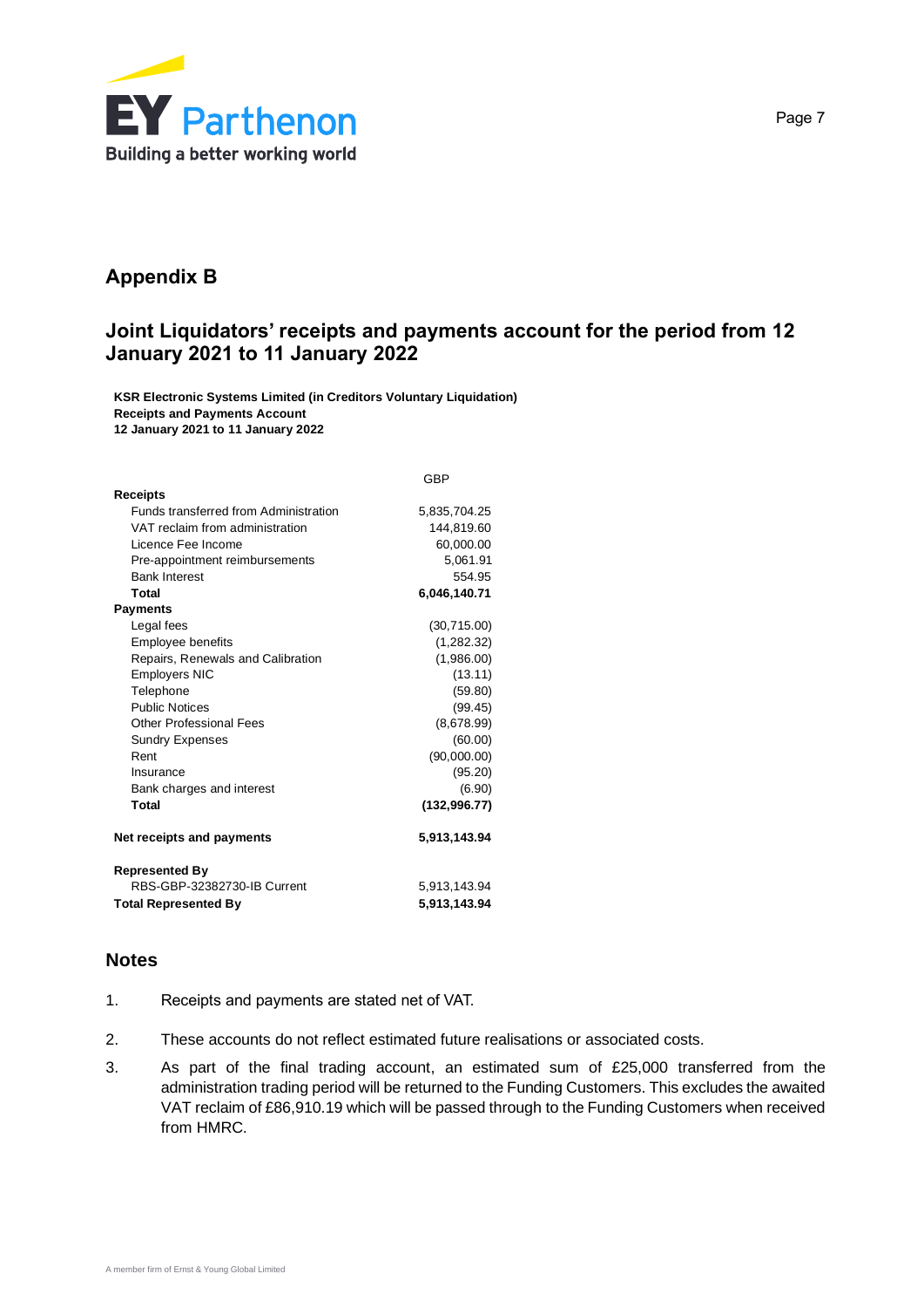## Appendix B

## Joint Liquidators' receipts and payments account for the period from 12 January 2021 to 11 January 2022

**KSR Electronic Systems Limited (in Creditors Voluntary Liquidation)**
**Receipts and Payments Account**
**12 January 2021 to 11 January 2022**

| | GBP |
|---|---|
| **Receipts** | |
| Funds transferred from Administration | 5,835,704.25 |
| VAT reclaim from administration | 144,819.60 |
| Licence Fee Income | 60,000.00 |
| Pre-appointment reimbursements | 5,061.91 |
| Bank Interest | 554.95 |
| **Total** | **6,046,140.71** |
| **Payments** | |
| Legal fees | (30,715.00) |
| Employee benefits | (1,282.32) |
| Repairs, Renewals and Calibration | (1,986.00) |
| Employers NIC | (13.11) |
| Telephone | (59.80) |
| Public Notices | (99.45) |
| Other Professional Fees | (8,678.99) |
| Sundry Expenses | (60.00) |
| Rent | (90,000.00) |
| Insurance | (95.20) |
| Bank charges and interest | (6.90) |
| **Total** | **(132,996.77)** |
| **Net receipts and payments** | **5,913,143.94** |
| **Represented By** | |
| RBS-GBP-32382730-IB Current | 5,913,143.94 |
| **Total Represented By** | **5,913,143.94** |

## Notes

1. Receipts and payments are stated net of VAT.
2. These accounts do not reflect estimated future realisations or associated costs.
3. As part of the final trading account, an estimated sum of £25,000 transferred from the administration trading period will be returned to the Funding Customers. This excludes the awaited VAT reclaim of £86,910.19 which will be passed through to the Funding Customers when received from HMRC.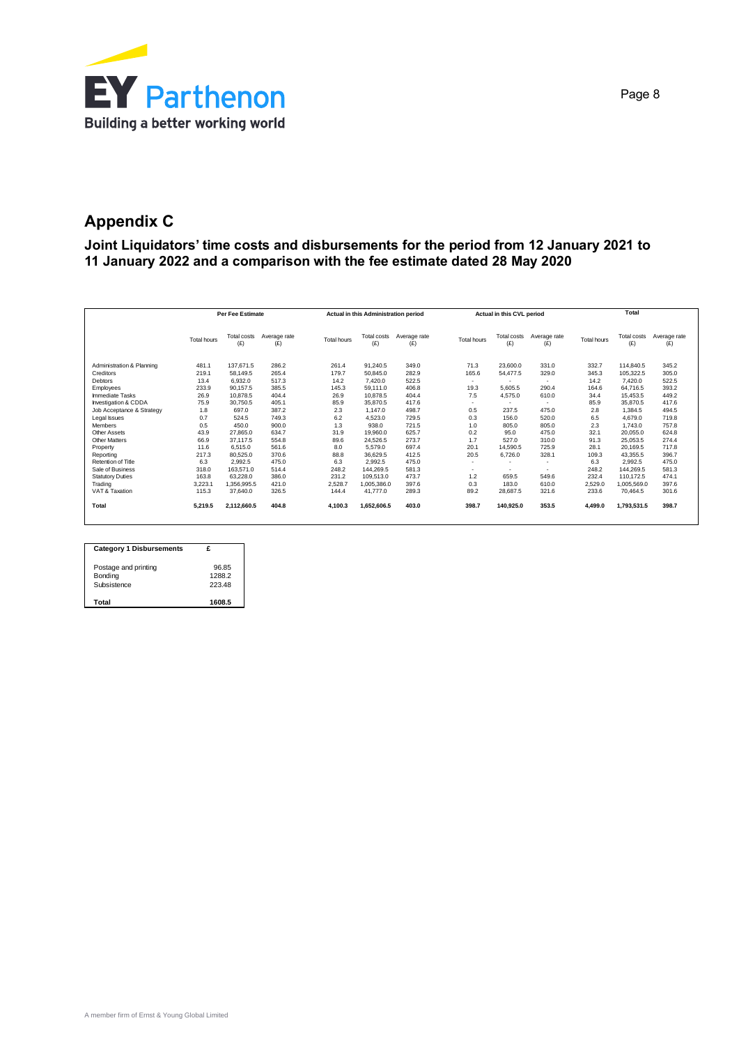## Appendix C

### Joint Liquidators' time costs and disbursements for the period from 12 January 2021 to 11 January 2022 and a comparison with the fee estimate dated 28 May 2020

| | Per Fee Estimate | | | Actual in this Administration period | | | Actual in this CVL period | | | Total | | |
|---|---|---|---|---|---|---|---|---|---|---|---|---|
| | Total hours | Total costs (£) | Average rate (£) | Total hours | Total costs (£) | Average rate (£) | Total hours | Total costs (£) | Average rate (£) | Total hours | Total costs (£) | Average rate (£) |
| Administration & Planning | 481.1 | 137,671.5 | 286.2 | 261.4 | 91,240.5 | 349.0 | 71.3 | 23,600.0 | 331.0 | 332.7 | 114,840.5 | 345.2 |
| Creditors | 219.1 | 58,149.5 | 265.4 | 179.7 | 50,845.0 | 282.9 | 165.6 | 54,477.5 | 329.0 | 345.3 | 105,322.5 | 305.0 |
| Debtors | 13.4 | 6,932.0 | 517.3 | 14.2 | 7,420.0 | 522.5 | - | - | - | 14.2 | 7,420.0 | 522.5 |
| Employees | 233.9 | 90,157.5 | 385.5 | 145.3 | 59,111.0 | 406.8 | 19.3 | 5,605.5 | 290.4 | 164.6 | 64,716.5 | 393.2 |
| Immediate Tasks | 26.9 | 10,878.5 | 404.4 | 26.9 | 10,878.5 | 404.4 | 7.5 | 4,575.0 | 610.0 | 34.4 | 15,453.5 | 449.2 |
| Investigation & CDDA | 75.9 | 30,750.5 | 405.1 | 85.9 | 35,870.5 | 417.6 | - | - | - | 85.9 | 35,870.5 | 417.6 |
| Job Acceptance & Strategy | 1.8 | 697.0 | 387.2 | 2.3 | 1,147.0 | 498.7 | 0.5 | 237.5 | 475.0 | 2.8 | 1,384.5 | 494.5 |
| Legal Issues | 0.7 | 524.5 | 749.3 | 6.2 | 4,523.0 | 729.5 | 0.3 | 156.0 | 520.0 | 6.5 | 4,679.0 | 719.8 |
| Members | 0.5 | 450.0 | 900.0 | 1.3 | 938.0 | 721.5 | 1.0 | 805.0 | 805.0 | 2.3 | 1,743.0 | 757.8 |
| Other Assets | 43.9 | 27,865.0 | 634.7 | 31.9 | 19,960.0 | 625.7 | 0.2 | 95.0 | 475.0 | 32.1 | 20,055.0 | 624.8 |
| Other Matters | 66.9 | 37,117.5 | 554.8 | 89.6 | 24,526.5 | 273.7 | 1.7 | 527.0 | 310.0 | 91.3 | 25,053.5 | 274.4 |
| Property | 11.6 | 6,515.0 | 561.6 | 8.0 | 5,579.0 | 697.4 | 20.1 | 14,590.5 | 725.9 | 28.1 | 20,169.5 | 717.8 |
| Reporting | 217.3 | 80,525.0 | 370.6 | 88.8 | 36,629.5 | 412.5 | 20.5 | 6,726.0 | 328.1 | 109.3 | 43,355.5 | 396.7 |
| Retention of Title | 6.3 | 2,992.5 | 475.0 | 6.3 | 2,992.5 | 475.0 | - | - | - | 6.3 | 2,992.5 | 475.0 |
| Sale of Business | 318.0 | 163,571.0 | 514.4 | 248.2 | 144,269.5 | 581.3 | - | - | - | 248.2 | 144,269.5 | 581.3 |
| Statutory Duties | 163.8 | 63,228.0 | 386.0 | 231.2 | 109,513.0 | 473.7 | 1.2 | 659.5 | 549.6 | 232.4 | 110,172.5 | 474.1 |
| Trading | 3,223.1 | 1,356,995.5 | 421.0 | 2,528.7 | 1,005,386.0 | 397.6 | 0.3 | 183.0 | 610.0 | 2,529.0 | 1,005,569.0 | 397.6 |
| VAT & Taxation | 115.3 | 37,640.0 | 326.5 | 144.4 | 41,777.0 | 289.3 | 89.2 | 28,687.5 | 321.6 | 233.6 | 70,464.5 | 301.6 |
| **Total** | **5,219.5** | **2,112,660.5** | **404.8** | **4,100.3** | **1,652,606.5** | **403.0** | **398.7** | **140,925.0** | **353.5** | **4,499.0** | **1,793,531.5** | **398.7** |

| Category 1 Disbursements | £ |
|---|---|
| Postage and printing | 96.85 |
| Bonding | 1288.2 |
| Subsistence | 223.48 |
| **Total** | **1608.5** |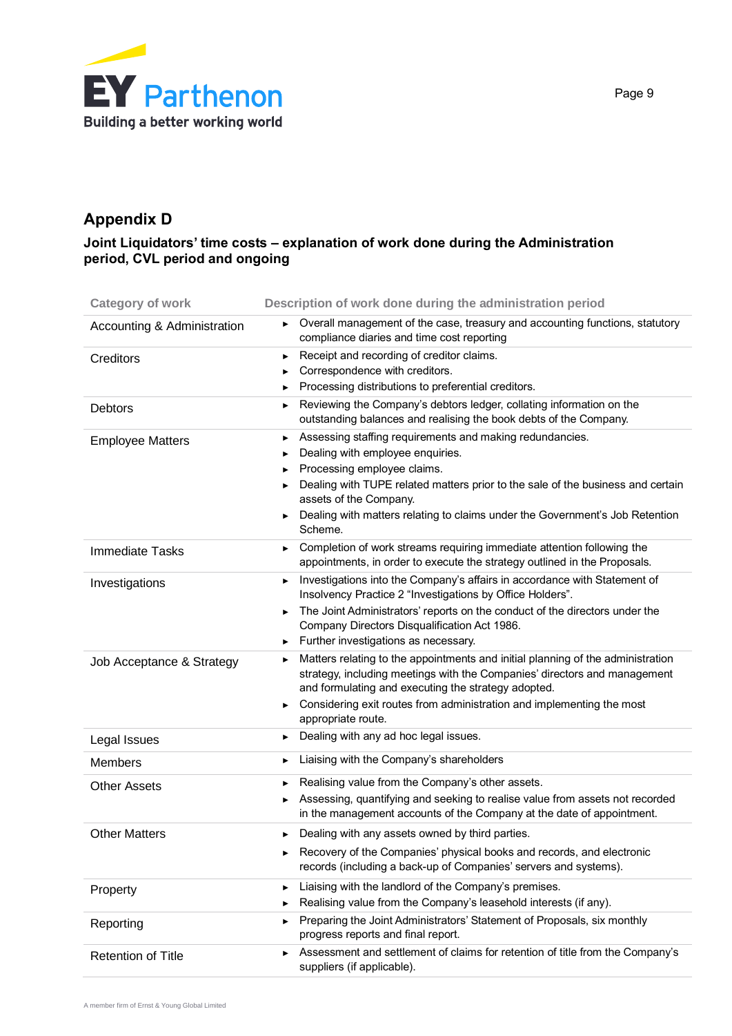## Appendix D

### Joint Liquidators' time costs – explanation of work done during the Administration period, CVL period and ongoing

| Category of work | Description of work done during the administration period |
|---|---|
| Accounting & Administration | ▶ Overall management of the case, treasury and accounting functions, statutory compliance diaries and time cost reporting |
| Creditors | ▶ Receipt and recording of creditor claims.<br>▶ Correspondence with creditors.<br>▶ Processing distributions to preferential creditors. |
| Debtors | ▶ Reviewing the Company's debtors ledger, collating information on the outstanding balances and realising the book debts of the Company. |
| Employee Matters | ▶ Assessing staffing requirements and making redundancies.<br>▶ Dealing with employee enquiries.<br>▶ Processing employee claims.<br>▶ Dealing with TUPE related matters prior to the sale of the business and certain assets of the Company.<br>▶ Dealing with matters relating to claims under the Government's Job Retention Scheme. |
| Immediate Tasks | ▶ Completion of work streams requiring immediate attention following the appointments, in order to execute the strategy outlined in the Proposals. |
| Investigations | ▶ Investigations into the Company's affairs in accordance with Statement of Insolvency Practice 2 "Investigations by Office Holders".<br>▶ The Joint Administrators' reports on the conduct of the directors under the Company Directors Disqualification Act 1986.<br>▶ Further investigations as necessary. |
| Job Acceptance & Strategy | ▶ Matters relating to the appointments and initial planning of the administration strategy, including meetings with the Companies' directors and management and formulating and executing the strategy adopted.<br>▶ Considering exit routes from administration and implementing the most appropriate route. |
| Legal Issues | ▶ Dealing with any ad hoc legal issues. |
| Members | ▶ Liaising with the Company's shareholders |
| Other Assets | ▶ Realising value from the Company's other assets.<br>▶ Assessing, quantifying and seeking to realise value from assets not recorded in the management accounts of the Company at the date of appointment. |
| Other Matters | ▶ Dealing with any assets owned by third parties.<br>▶ Recovery of the Companies' physical books and records, and electronic records (including a back-up of Companies' servers and systems). |
| Property | ▶ Liaising with the landlord of the Company's premises.<br>▶ Realising value from the Company's leasehold interests (if any). |
| Reporting | ▶ Preparing the Joint Administrators' Statement of Proposals, six monthly progress reports and final report. |
| Retention of Title | ▶ Assessment and settlement of claims for retention of title from the Company's suppliers (if applicable). |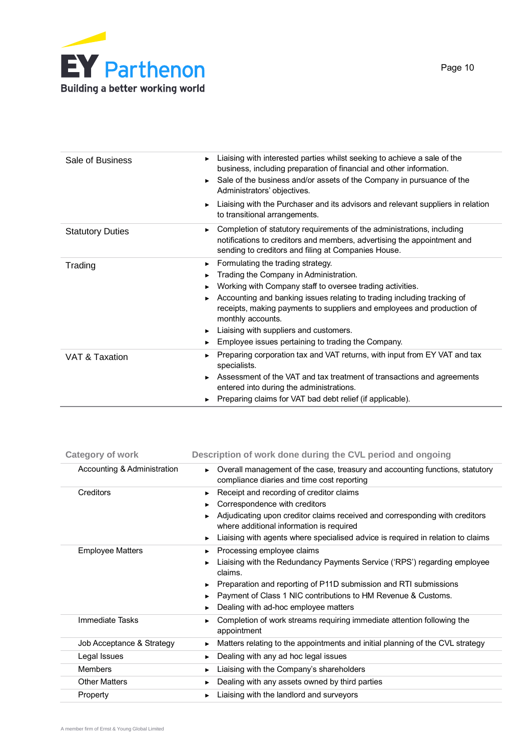| | |
|---|---|
| Sale of Business | ► Liaising with interested parties whilst seeking to achieve a sale of the business, including preparation of financial and other information.<br>► Sale of the business and/or assets of the Company in pursuance of the Administrators' objectives.<br>► Liaising with the Purchaser and its advisors and relevant suppliers in relation to transitional arrangements. |
| Statutory Duties | ► Completion of statutory requirements of the administrations, including notifications to creditors and members, advertising the appointment and sending to creditors and filing at Companies House. |
| Trading | ► Formulating the trading strategy.<br>► Trading the Company in Administration.<br>► Working with Company staff to oversee trading activities.<br>► Accounting and banking issues relating to trading including tracking of receipts, making payments to suppliers and employees and production of monthly accounts.<br>► Liaising with suppliers and customers.<br>► Employee issues pertaining to trading the Company. |
| VAT & Taxation | ► Preparing corporation tax and VAT returns, with input from EY VAT and tax specialists.<br>► Assessment of the VAT and tax treatment of transactions and agreements entered into during the administrations.<br>► Preparing claims for VAT bad debt relief (if applicable). |

| Category of work | Description of work done during the CVL period and ongoing |
|---|---|
| Accounting & Administration | ► Overall management of the case, treasury and accounting functions, statutory compliance diaries and time cost reporting |
| Creditors | ► Receipt and recording of creditor claims<br>► Correspondence with creditors<br>► Adjudicating upon creditor claims received and corresponding with creditors where additional information is required<br>► Liaising with agents where specialised advice is required in relation to claims |
| Employee Matters | ► Processing employee claims<br>► Liaising with the Redundancy Payments Service ('RPS') regarding employee claims.<br>► Preparation and reporting of P11D submission and RTI submissions<br>► Payment of Class 1 NIC contributions to HM Revenue & Customs.<br>► Dealing with ad-hoc employee matters |
| Immediate Tasks | ► Completion of work streams requiring immediate attention following the appointment |
| Job Acceptance & Strategy | ► Matters relating to the appointments and initial planning of the CVL strategy |
| Legal Issues | ► Dealing with any ad hoc legal issues |
| Members | ► Liaising with the Company's shareholders |
| Other Matters | ► Dealing with any assets owned by third parties |
| Property | ► Liaising with the landlord and surveyors |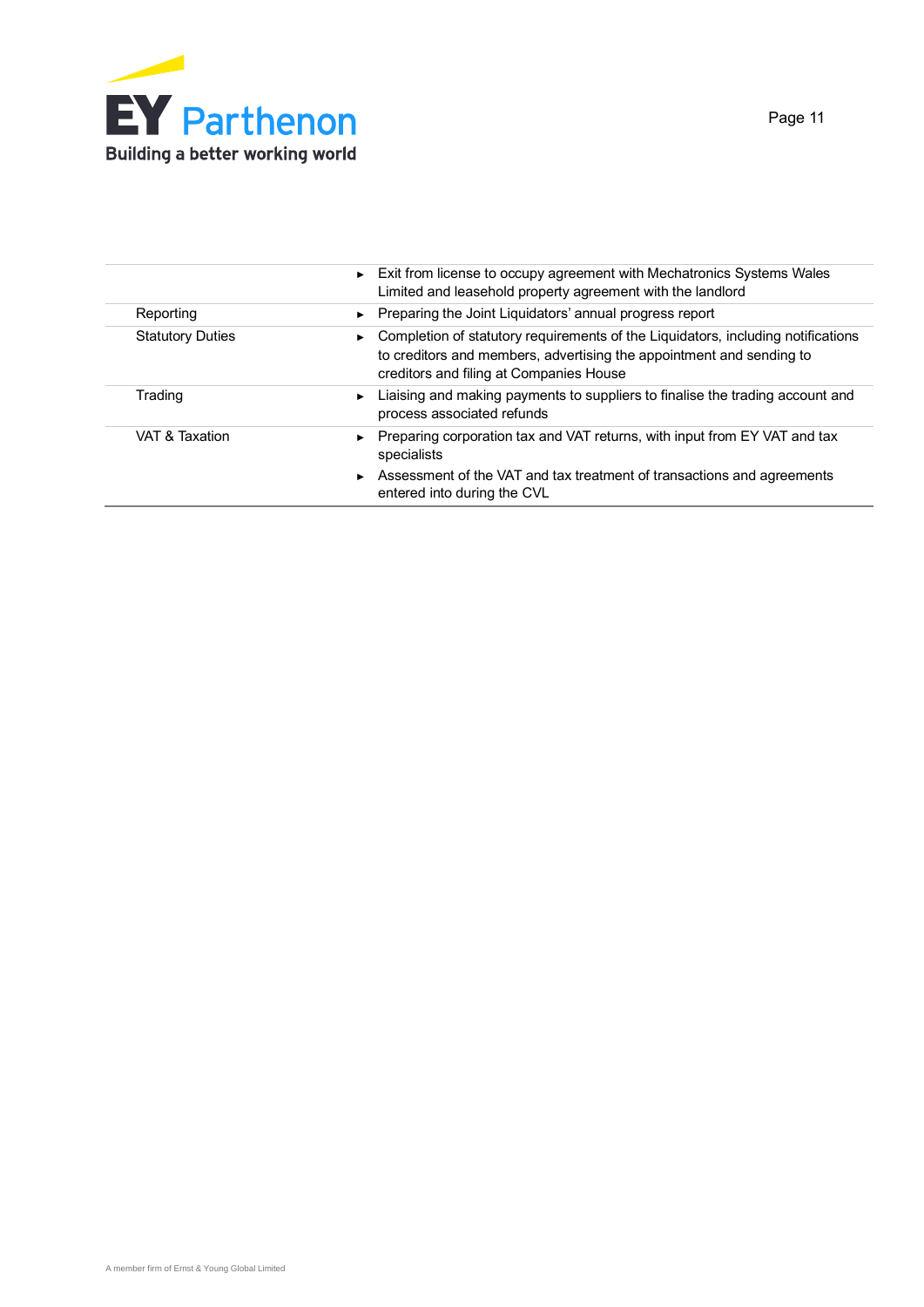| | |
|---|---|
| | ► Exit from license to occupy agreement with Mechatronics Systems Wales Limited and leasehold property agreement with the landlord |
| Reporting | ► Preparing the Joint Liquidators' annual progress report |
| Statutory Duties | ► Completion of statutory requirements of the Liquidators, including notifications to creditors and members, advertising the appointment and sending to creditors and filing at Companies House |
| Trading | ► Liaising and making payments to suppliers to finalise the trading account and process associated refunds |
| VAT & Taxation | ► Preparing corporation tax and VAT returns, with input from EY VAT and tax specialists<br>► Assessment of the VAT and tax treatment of transactions and agreements entered into during the CVL |